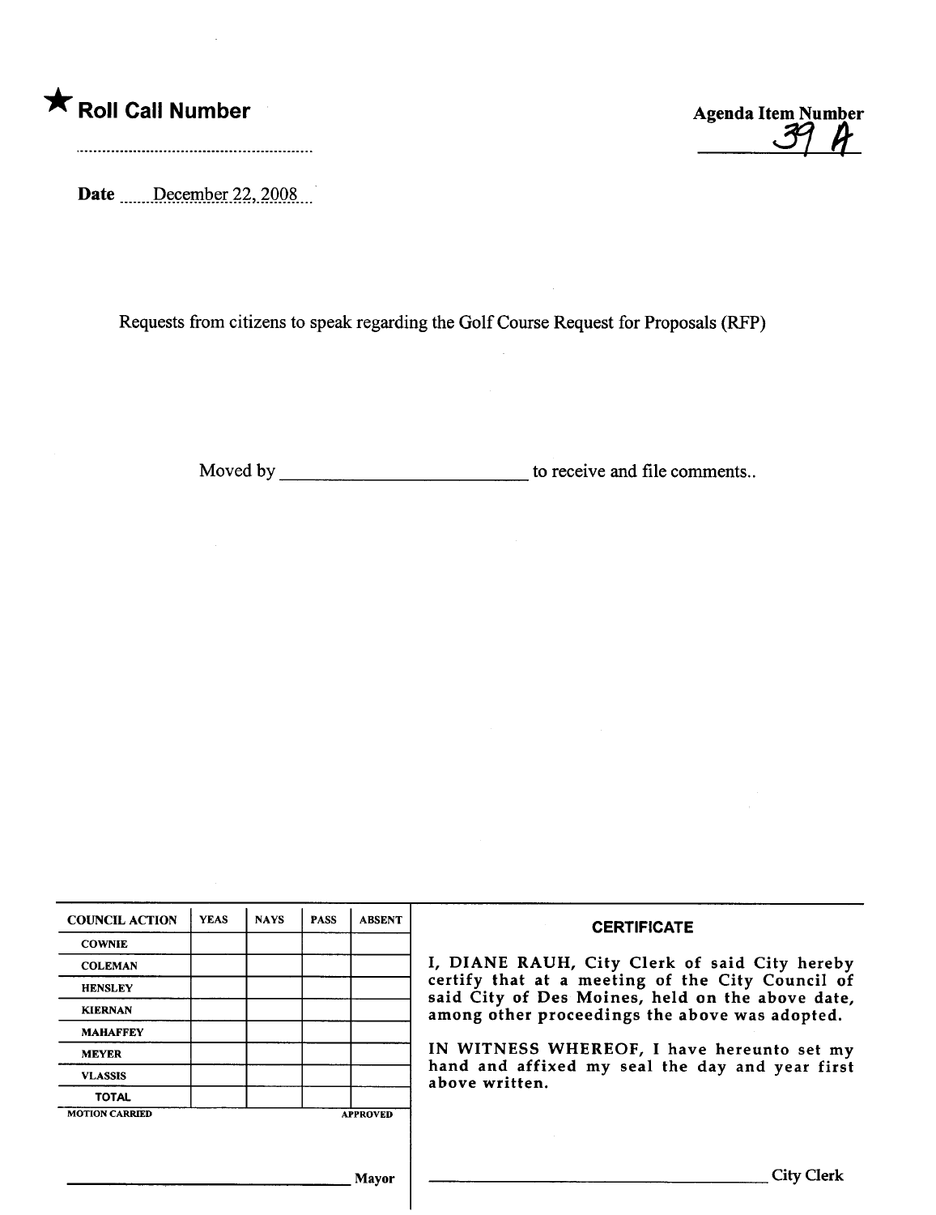★ **Roll Call Number**

..........................................................

**Agenda Item Number**

39 A

**Date** December 22, 2008

Requests from citizens to speak regarding the Golf Course Request for Proposals (RFP)

Moved by ____________________________ to receive and file comments..

| COUNCIL ACTION | YEAS | NAYS | PASS | ABSENT |
| --- | --- | --- | --- | --- |
| COWNIE | | | | |
| COLEMAN | | | | |
| HENSLEY | | | | |
| KIERNAN | | | | |
| MAHAFFEY | | | | |
| MEYER | | | | |
| VLASSIS | | | | |
| TOTAL | | | | |

MOTION CARRIED APPROVED

____________________________ Mayor

**CERTIFICATE**

I, DIANE RAUH, City Clerk of said City hereby certify that at a meeting of the City Council of said City of Des Moines, held on the above date, among other proceedings the above was adopted.

IN WITNESS WHEREOF, I have hereunto set my hand and affixed my seal the day and year first above written.

____________________________ City Clerk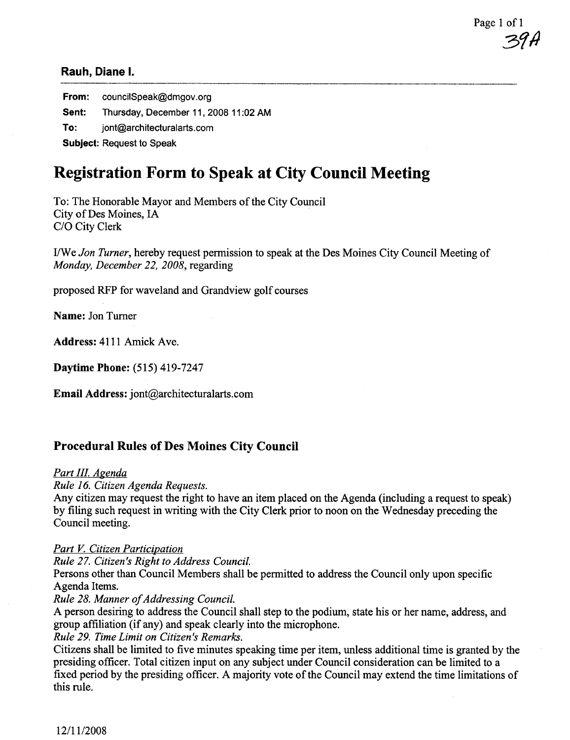39A

**Rauh, Diane I.**

**From:** councilSpeak@dmgov.org

**Sent:** Thursday, December 11, 2008 11:02 AM

**To:** jont@architecturalarts.com

**Subject:** Request to Speak

# Registration Form to Speak at City Council Meeting

To: The Honorable Mayor and Members of the City Council
City of Des Moines, IA
C/O City Clerk

I/We *Jon Turner*, hereby request permission to speak at the Des Moines City Council Meeting of *Monday, December 22, 2008*, regarding

proposed RFP for waveland and Grandview golf courses

**Name:** Jon Turner

**Address:** 4111 Amick Ave.

**Daytime Phone:** (515) 419-7247

**Email Address:** jont@architecturalarts.com

## Procedural Rules of Des Moines City Council

*Part III. Agenda*

*Rule 16. Citizen Agenda Requests.*

Any citizen may request the right to have an item placed on the Agenda (including a request to speak) by filing such request in writing with the City Clerk prior to noon on the Wednesday preceding the Council meeting.

*Part V. Citizen Participation*

*Rule 27. Citizen's Right to Address Council.*

Persons other than Council Members shall be permitted to address the Council only upon specific Agenda Items.

*Rule 28. Manner of Addressing Council.*

A person desiring to address the Council shall step to the podium, state his or her name, address, and group affiliation (if any) and speak clearly into the microphone.

*Rule 29. Time Limit on Citizen's Remarks.*

Citizens shall be limited to five minutes speaking time per item, unless additional time is granted by the presiding officer. Total citizen input on any subject under Council consideration can be limited to a fixed period by the presiding officer. A majority vote of the Council may extend the time limitations of this rule.

12/11/2008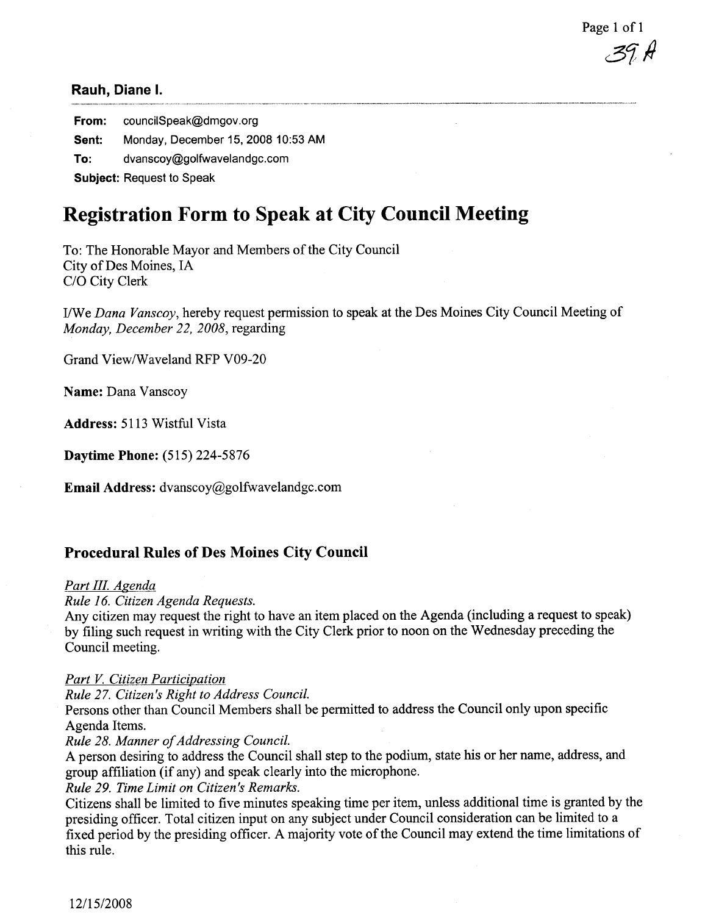39 A

**Rauh, Diane I.**

**From:** councilSpeak@dmgov.org

**Sent:** Monday, December 15, 2008 10:53 AM

**To:** dvanscoy@golfwavelandgc.com

**Subject:** Request to Speak

# Registration Form to Speak at City Council Meeting

To: The Honorable Mayor and Members of the City Council
City of Des Moines, IA
C/O City Clerk

I/We *Dana Vanscoy*, hereby request permission to speak at the Des Moines City Council Meeting of *Monday, December 22, 2008*, regarding

Grand View/Waveland RFP V09-20

**Name:** Dana Vanscoy

**Address:** 5113 Wistful Vista

**Daytime Phone:** (515) 224-5876

**Email Address:** dvanscoy@golfwavelandgc.com

## Procedural Rules of Des Moines City Council

*Part III. Agenda*

*Rule 16. Citizen Agenda Requests.*

Any citizen may request the right to have an item placed on the Agenda (including a request to speak) by filing such request in writing with the City Clerk prior to noon on the Wednesday preceding the Council meeting.

*Part V. Citizen Participation*

*Rule 27. Citizen's Right to Address Council.*

Persons other than Council Members shall be permitted to address the Council only upon specific Agenda Items.

*Rule 28. Manner of Addressing Council.*

A person desiring to address the Council shall step to the podium, state his or her name, address, and group affiliation (if any) and speak clearly into the microphone.

*Rule 29. Time Limit on Citizen's Remarks.*

Citizens shall be limited to five minutes speaking time per item, unless additional time is granted by the presiding officer. Total citizen input on any subject under Council consideration can be limited to a fixed period by the presiding officer. A majority vote of the Council may extend the time limitations of this rule.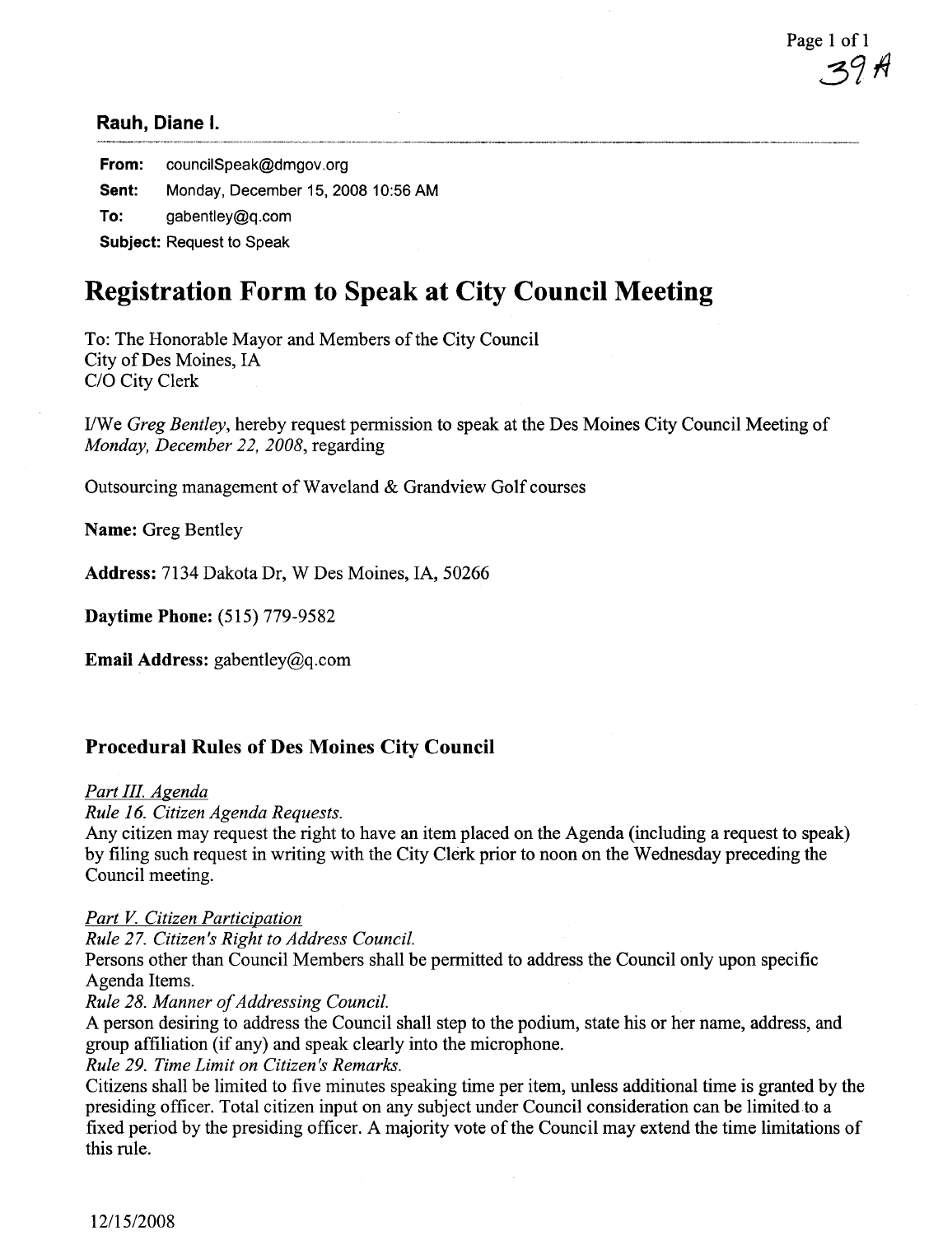39A

**Rauh, Diane I.**

**From:** councilSpeak@dmgov.org

**Sent:** Monday, December 15, 2008 10:56 AM

**To:** gabentley@q.com

**Subject:** Request to Speak

# Registration Form to Speak at City Council Meeting

To: The Honorable Mayor and Members of the City Council
City of Des Moines, IA
C/O City Clerk

I/We *Greg Bentley*, hereby request permission to speak at the Des Moines City Council Meeting of *Monday, December 22, 2008*, regarding

Outsourcing management of Waveland & Grandview Golf courses

**Name:** Greg Bentley

**Address:** 7134 Dakota Dr, W Des Moines, IA, 50266

**Daytime Phone:** (515) 779-9582

**Email Address:** gabentley@q.com

## Procedural Rules of Des Moines City Council

*Part III. Agenda*

*Rule 16. Citizen Agenda Requests.*

Any citizen may request the right to have an item placed on the Agenda (including a request to speak) by filing such request in writing with the City Clerk prior to noon on the Wednesday preceding the Council meeting.

*Part V. Citizen Participation*

*Rule 27. Citizen's Right to Address Council.*

Persons other than Council Members shall be permitted to address the Council only upon specific Agenda Items.

*Rule 28. Manner of Addressing Council.*

A person desiring to address the Council shall step to the podium, state his or her name, address, and group affiliation (if any) and speak clearly into the microphone.

*Rule 29. Time Limit on Citizen's Remarks.*

Citizens shall be limited to five minutes speaking time per item, unless additional time is granted by the presiding officer. Total citizen input on any subject under Council consideration can be limited to a fixed period by the presiding officer. A majority vote of the Council may extend the time limitations of this rule.

12/15/2008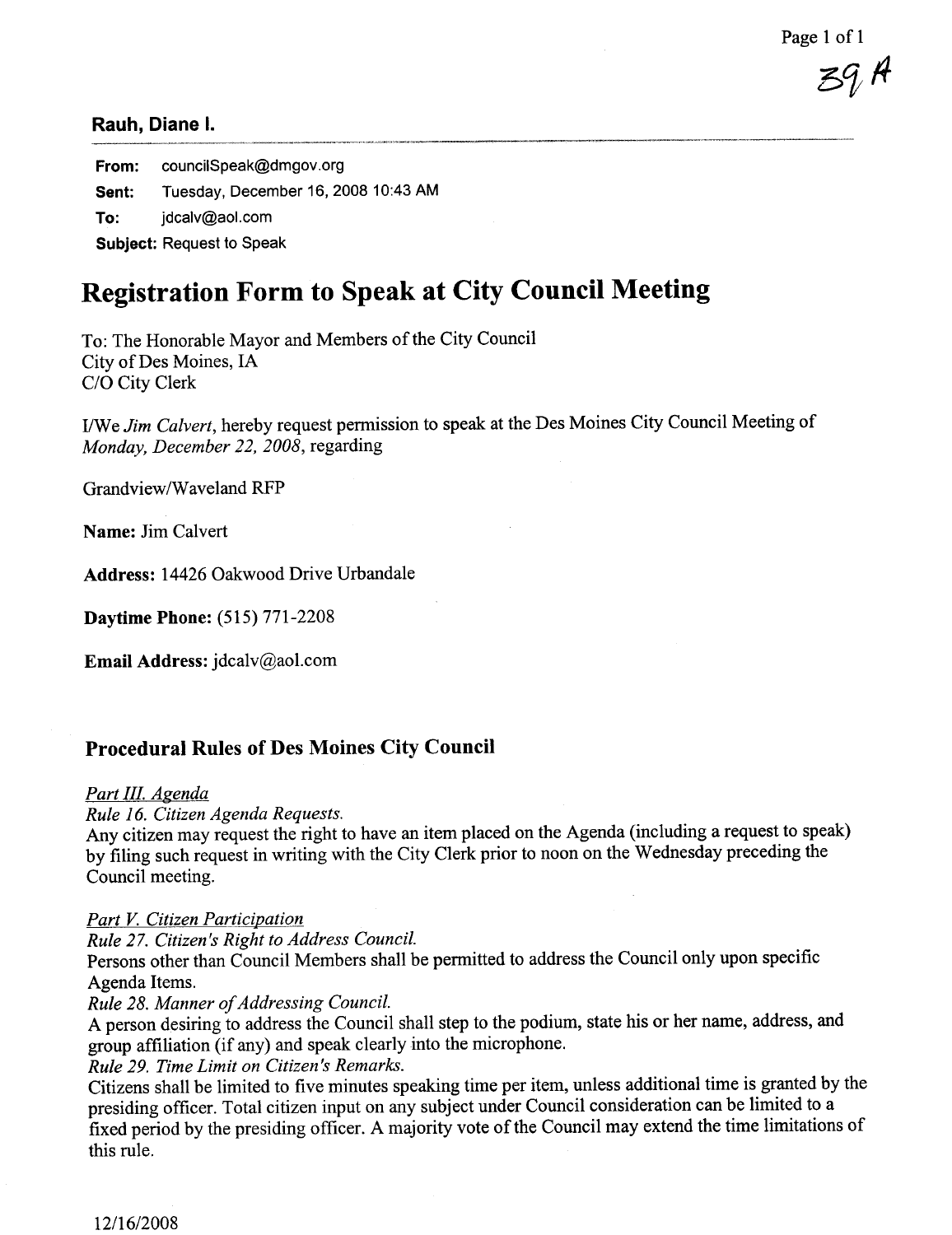39 A

**Rauh, Diane I.**

**From:** councilSpeak@dmgov.org

**Sent:** Tuesday, December 16, 2008 10:43 AM

**To:** jdcalv@aol.com

**Subject:** Request to Speak

# Registration Form to Speak at City Council Meeting

To: The Honorable Mayor and Members of the City Council
City of Des Moines, IA
C/O City Clerk

I/We *Jim Calvert*, hereby request permission to speak at the Des Moines City Council Meeting of *Monday, December 22, 2008*, regarding

Grandview/Waveland RFP

**Name:** Jim Calvert

**Address:** 14426 Oakwood Drive Urbandale

**Daytime Phone:** (515) 771-2208

**Email Address:** jdcalv@aol.com

## Procedural Rules of Des Moines City Council

*Part III. Agenda*

*Rule 16. Citizen Agenda Requests.*

Any citizen may request the right to have an item placed on the Agenda (including a request to speak) by filing such request in writing with the City Clerk prior to noon on the Wednesday preceding the Council meeting.

*Part V. Citizen Participation*

*Rule 27. Citizen's Right to Address Council.*

Persons other than Council Members shall be permitted to address the Council only upon specific Agenda Items.

*Rule 28. Manner of Addressing Council.*

A person desiring to address the Council shall step to the podium, state his or her name, address, and group affiliation (if any) and speak clearly into the microphone.

*Rule 29. Time Limit on Citizen's Remarks.*

Citizens shall be limited to five minutes speaking time per item, unless additional time is granted by the presiding officer. Total citizen input on any subject under Council consideration can be limited to a fixed period by the presiding officer. A majority vote of the Council may extend the time limitations of this rule.

12/16/2008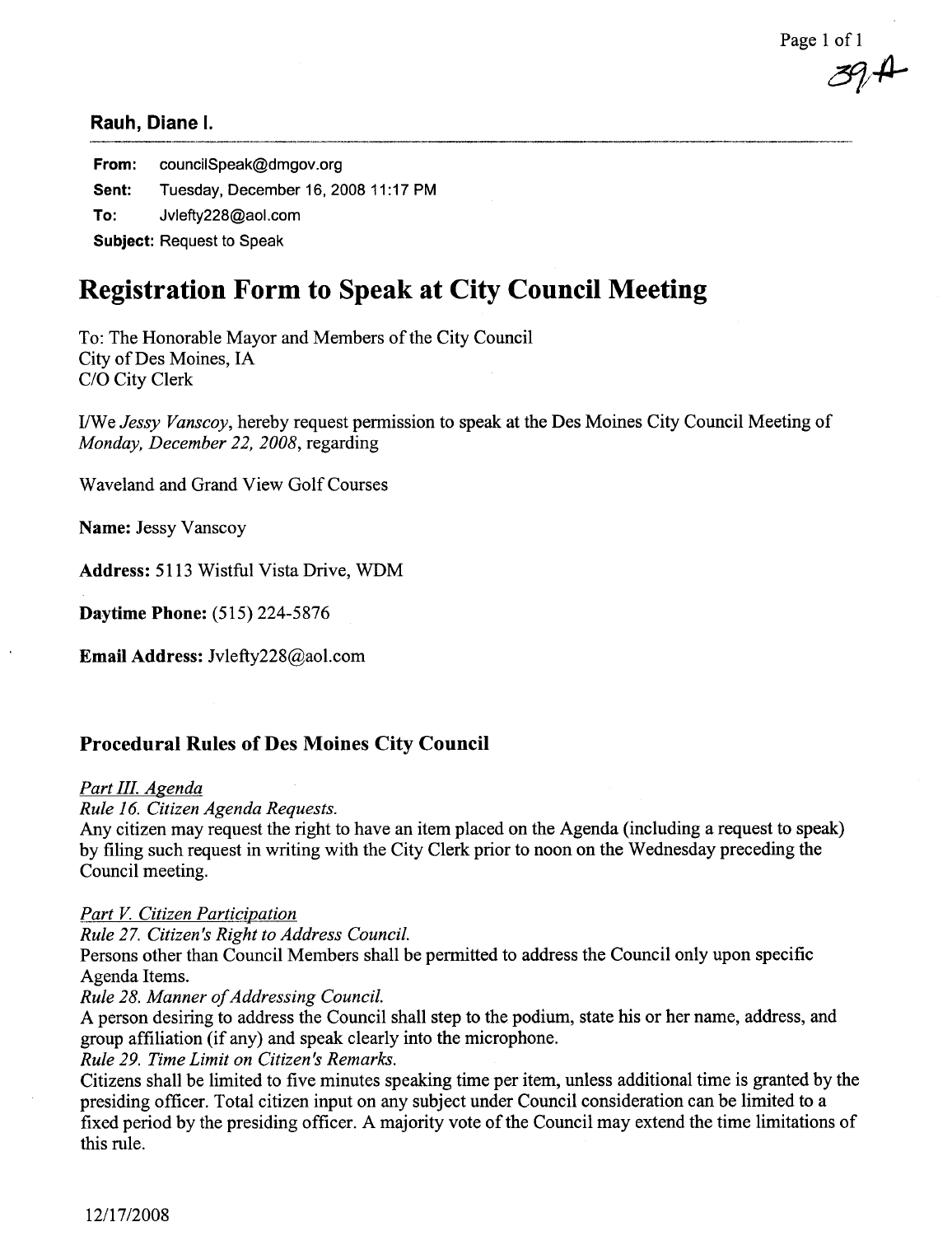39-A

**Rauh, Diane I.**

**From:** councilSpeak@dmgov.org
**Sent:** Tuesday, December 16, 2008 11:17 PM
**To:** Jvlefty228@aol.com
**Subject:** Request to Speak

# Registration Form to Speak at City Council Meeting

To: The Honorable Mayor and Members of the City Council
City of Des Moines, IA
C/O City Clerk

I/We *Jessy Vanscoy*, hereby request permission to speak at the Des Moines City Council Meeting of *Monday, December 22, 2008*, regarding

Waveland and Grand View Golf Courses

**Name:** Jessy Vanscoy

**Address:** 5113 Wistful Vista Drive, WDM

**Daytime Phone:** (515) 224-5876

**Email Address:** Jvlefty228@aol.com

## Procedural Rules of Des Moines City Council

*Part III. Agenda*

*Rule 16. Citizen Agenda Requests.*
Any citizen may request the right to have an item placed on the Agenda (including a request to speak) by filing such request in writing with the City Clerk prior to noon on the Wednesday preceding the Council meeting.

*Part V. Citizen Participation*

*Rule 27. Citizen's Right to Address Council.*
Persons other than Council Members shall be permitted to address the Council only upon specific Agenda Items.

*Rule 28. Manner of Addressing Council.*
A person desiring to address the Council shall step to the podium, state his or her name, address, and group affiliation (if any) and speak clearly into the microphone.

*Rule 29. Time Limit on Citizen's Remarks.*
Citizens shall be limited to five minutes speaking time per item, unless additional time is granted by the presiding officer. Total citizen input on any subject under Council consideration can be limited to a fixed period by the presiding officer. A majority vote of the Council may extend the time limitations of this rule.

12/17/2008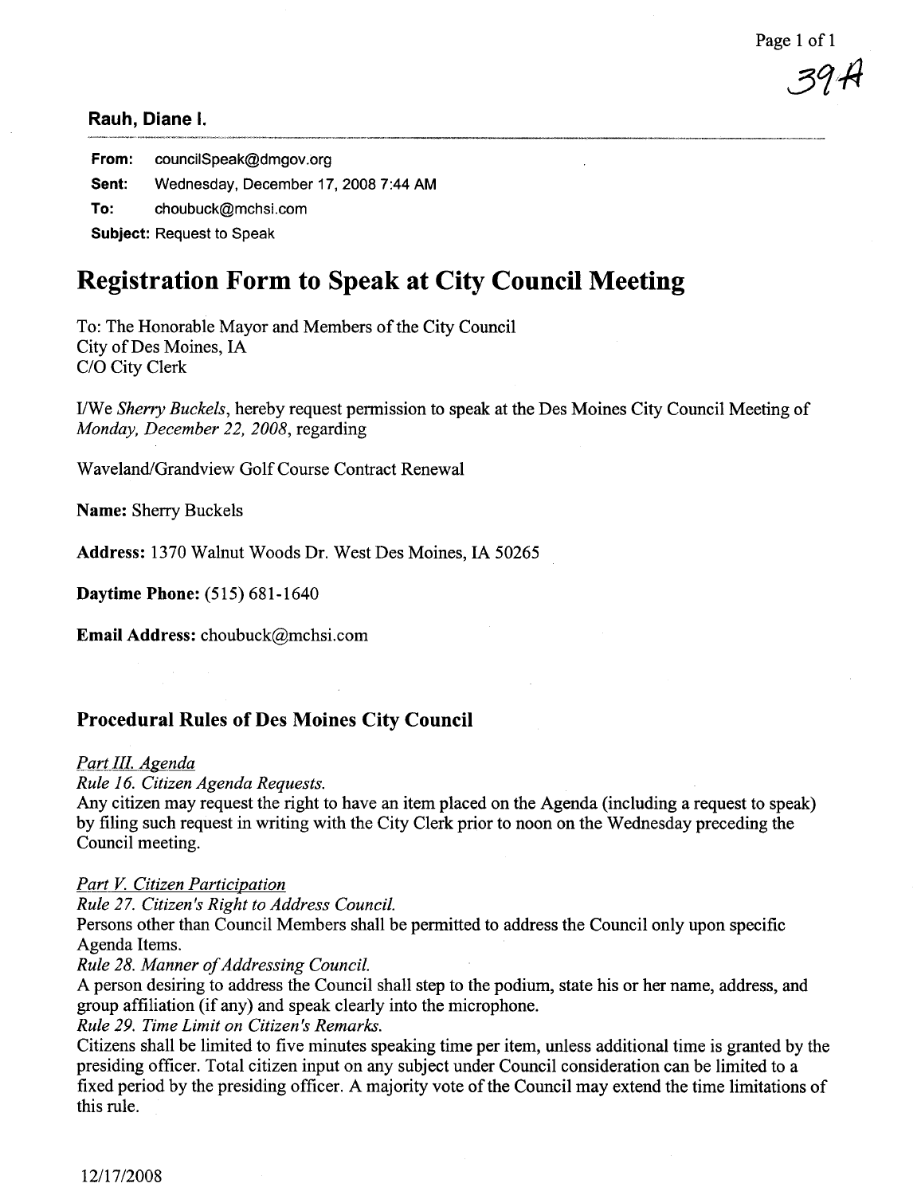39A

**Rauh, Diane I.**

**From:** councilSpeak@dmgov.org

**Sent:** Wednesday, December 17, 2008 7:44 AM

**To:** choubuck@mchsi.com

**Subject:** Request to Speak

# Registration Form to Speak at City Council Meeting

To: The Honorable Mayor and Members of the City Council
City of Des Moines, IA
C/O City Clerk

I/We *Sherry Buckels*, hereby request permission to speak at the Des Moines City Council Meeting of *Monday, December 22, 2008*, regarding

Waveland/Grandview Golf Course Contract Renewal

**Name:** Sherry Buckels

**Address:** 1370 Walnut Woods Dr. West Des Moines, IA 50265

**Daytime Phone:** (515) 681-1640

**Email Address:** choubuck@mchsi.com

## Procedural Rules of Des Moines City Council

*Part III. Agenda*

*Rule 16. Citizen Agenda Requests.*

Any citizen may request the right to have an item placed on the Agenda (including a request to speak) by filing such request in writing with the City Clerk prior to noon on the Wednesday preceding the Council meeting.

*Part V. Citizen Participation*

*Rule 27. Citizen's Right to Address Council.*

Persons other than Council Members shall be permitted to address the Council only upon specific Agenda Items.

*Rule 28. Manner of Addressing Council.*

A person desiring to address the Council shall step to the podium, state his or her name, address, and group affiliation (if any) and speak clearly into the microphone.

*Rule 29. Time Limit on Citizen's Remarks.*

Citizens shall be limited to five minutes speaking time per item, unless additional time is granted by the presiding officer. Total citizen input on any subject under Council consideration can be limited to a fixed period by the presiding officer. A majority vote of the Council may extend the time limitations of this rule.

12/17/2008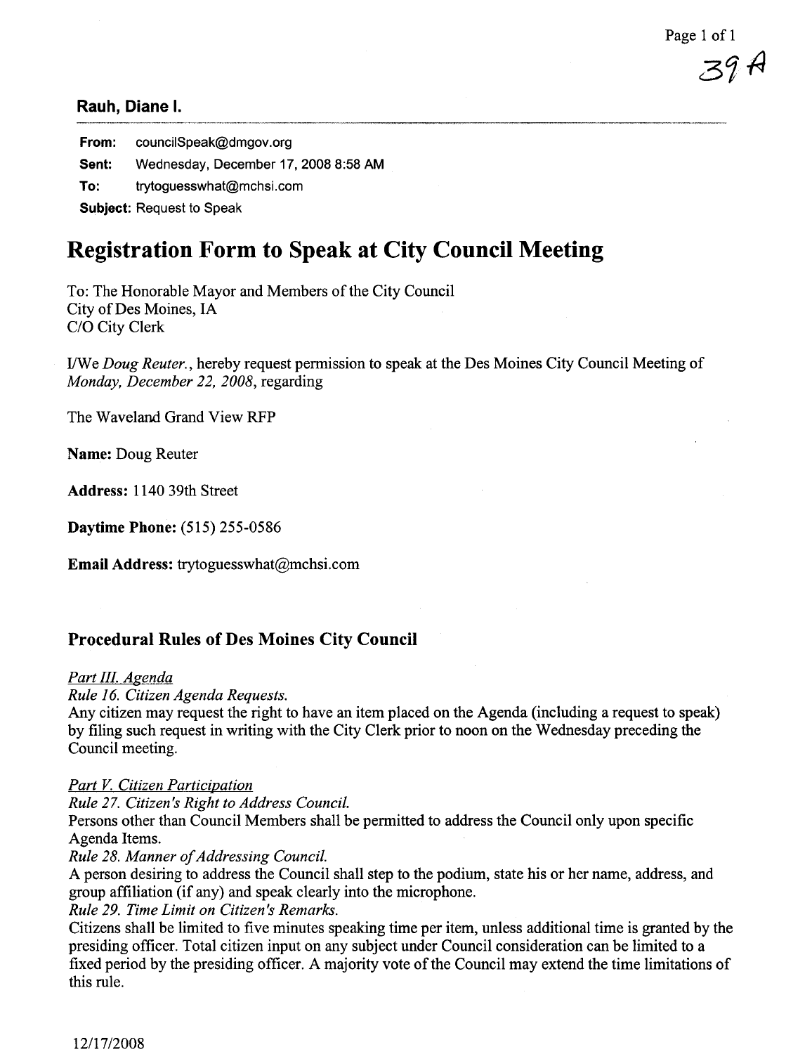39 A

**Rauh, Diane I.**

**From:** councilSpeak@dmgov.org

**Sent:** Wednesday, December 17, 2008 8:58 AM

**To:** trytoguesswhat@mchsi.com

**Subject:** Request to Speak

# Registration Form to Speak at City Council Meeting

To: The Honorable Mayor and Members of the City Council
City of Des Moines, IA
C/O City Clerk

I/We *Doug Reuter.*, hereby request permission to speak at the Des Moines City Council Meeting of *Monday, December 22, 2008*, regarding

The Waveland Grand View RFP

**Name:** Doug Reuter

**Address:** 1140 39th Street

**Daytime Phone:** (515) 255-0586

**Email Address:** trytoguesswhat@mchsi.com

## Procedural Rules of Des Moines City Council

*Part III. Agenda*

*Rule 16. Citizen Agenda Requests.*

Any citizen may request the right to have an item placed on the Agenda (including a request to speak) by filing such request in writing with the City Clerk prior to noon on the Wednesday preceding the Council meeting.

*Part V. Citizen Participation*

*Rule 27. Citizen's Right to Address Council.*

Persons other than Council Members shall be permitted to address the Council only upon specific Agenda Items.

*Rule 28. Manner of Addressing Council.*

A person desiring to address the Council shall step to the podium, state his or her name, address, and group affiliation (if any) and speak clearly into the microphone.

*Rule 29. Time Limit on Citizen's Remarks.*

Citizens shall be limited to five minutes speaking time per item, unless additional time is granted by the presiding officer. Total citizen input on any subject under Council consideration can be limited to a fixed period by the presiding officer. A majority vote of the Council may extend the time limitations of this rule.

12/17/2008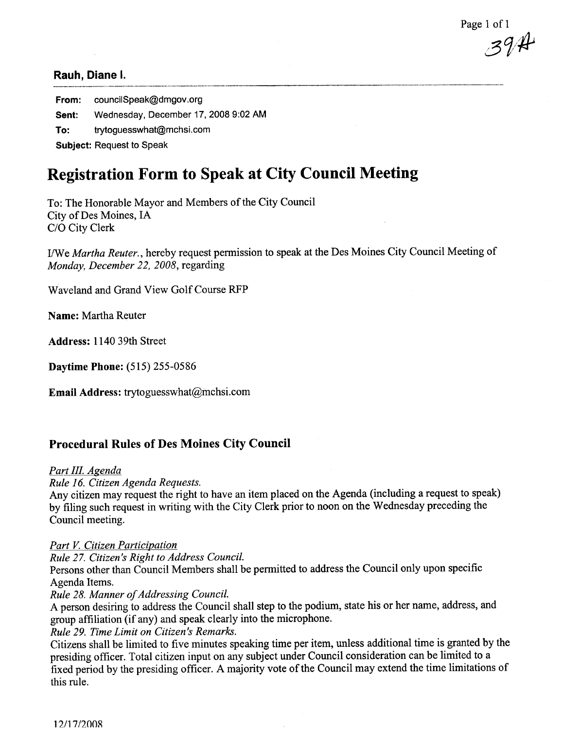39A

**Rauh, Diane I.**

**From:** councilSpeak@dmgov.org

**Sent:** Wednesday, December 17, 2008 9:02 AM

**To:** trytoguesswhat@mchsi.com

**Subject:** Request to Speak

# Registration Form to Speak at City Council Meeting

To: The Honorable Mayor and Members of the City Council
City of Des Moines, IA
C/O City Clerk

I/We *Martha Reuter.*, hereby request permission to speak at the Des Moines City Council Meeting of *Monday, December 22, 2008*, regarding

Waveland and Grand View Golf Course RFP

**Name:** Martha Reuter

**Address:** 1140 39th Street

**Daytime Phone:** (515) 255-0586

**Email Address:** trytoguesswhat@mchsi.com

## Procedural Rules of Des Moines City Council

*Part III. Agenda*

*Rule 16. Citizen Agenda Requests.*

Any citizen may request the right to have an item placed on the Agenda (including a request to speak) by filing such request in writing with the City Clerk prior to noon on the Wednesday preceding the Council meeting.

*Part V. Citizen Participation*

*Rule 27. Citizen's Right to Address Council.*

Persons other than Council Members shall be permitted to address the Council only upon specific Agenda Items.

*Rule 28. Manner of Addressing Council.*

A person desiring to address the Council shall step to the podium, state his or her name, address, and group affiliation (if any) and speak clearly into the microphone.

*Rule 29. Time Limit on Citizen's Remarks.*

Citizens shall be limited to five minutes speaking time per item, unless additional time is granted by the presiding officer. Total citizen input on any subject under Council consideration can be limited to a fixed period by the presiding officer. A majority vote of the Council may extend the time limitations of this rule.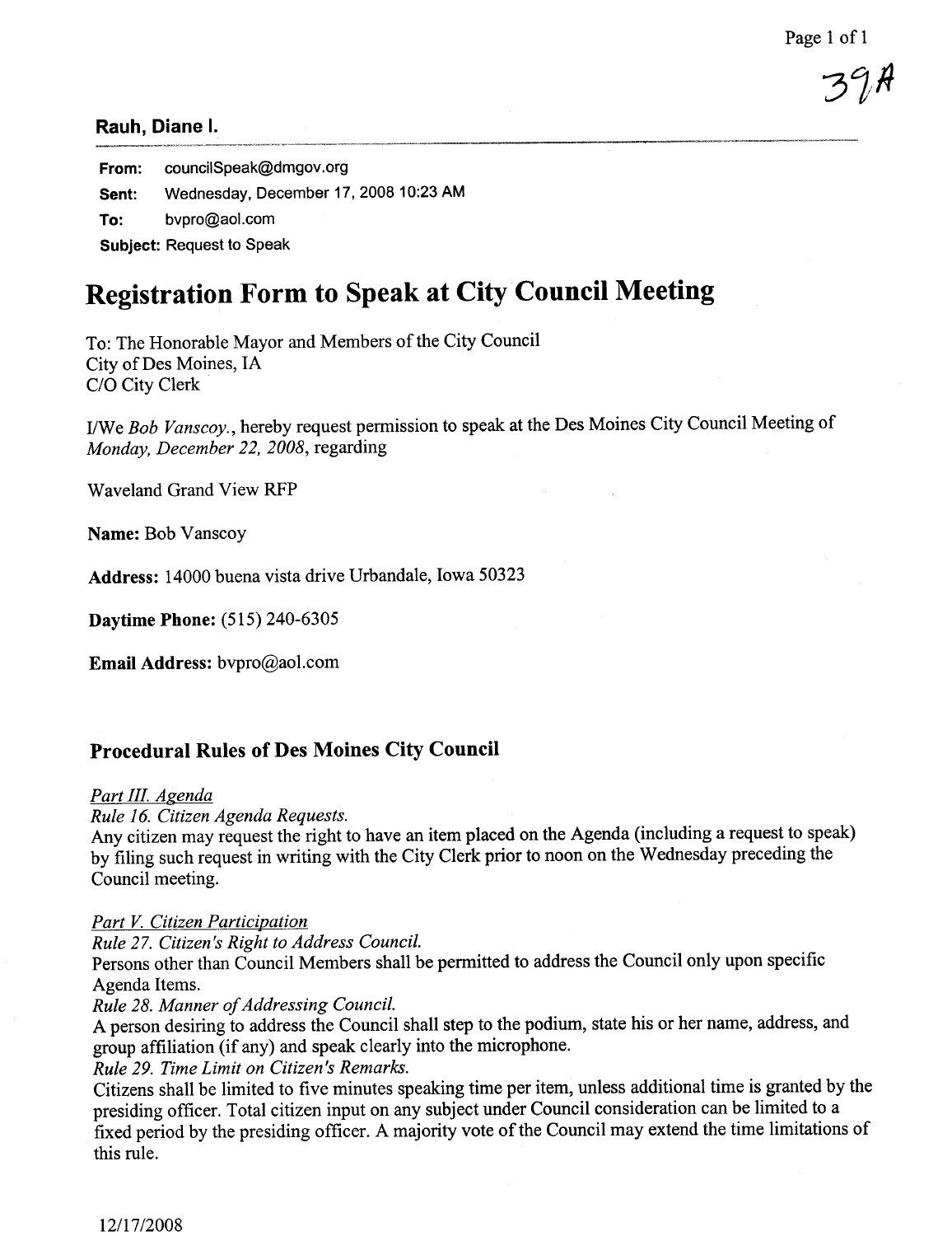39A

**Rauh, Diane I.**

**From:** councilSpeak@dmgov.org

**Sent:** Wednesday, December 17, 2008 10:23 AM

**To:** bvpro@aol.com

**Subject:** Request to Speak

# Registration Form to Speak at City Council Meeting

To: The Honorable Mayor and Members of the City Council
City of Des Moines, IA
C/O City Clerk

I/We *Bob Vanscoy.*, hereby request permission to speak at the Des Moines City Council Meeting of *Monday, December 22, 2008*, regarding

Waveland Grand View RFP

**Name:** Bob Vanscoy

**Address:** 14000 buena vista drive Urbandale, Iowa 50323

**Daytime Phone:** (515) 240-6305

**Email Address:** bvpro@aol.com

## Procedural Rules of Des Moines City Council

*Part III. Agenda*

*Rule 16. Citizen Agenda Requests.*

Any citizen may request the right to have an item placed on the Agenda (including a request to speak) by filing such request in writing with the City Clerk prior to noon on the Wednesday preceding the Council meeting.

*Part V. Citizen Participation*

*Rule 27. Citizen's Right to Address Council.*

Persons other than Council Members shall be permitted to address the Council only upon specific Agenda Items.

*Rule 28. Manner of Addressing Council.*

A person desiring to address the Council shall step to the podium, state his or her name, address, and group affiliation (if any) and speak clearly into the microphone.

*Rule 29. Time Limit on Citizen's Remarks.*

Citizens shall be limited to five minutes speaking time per item, unless additional time is granted by the presiding officer. Total citizen input on any subject under Council consideration can be limited to a fixed period by the presiding officer. A majority vote of the Council may extend the time limitations of this rule.

12/17/2008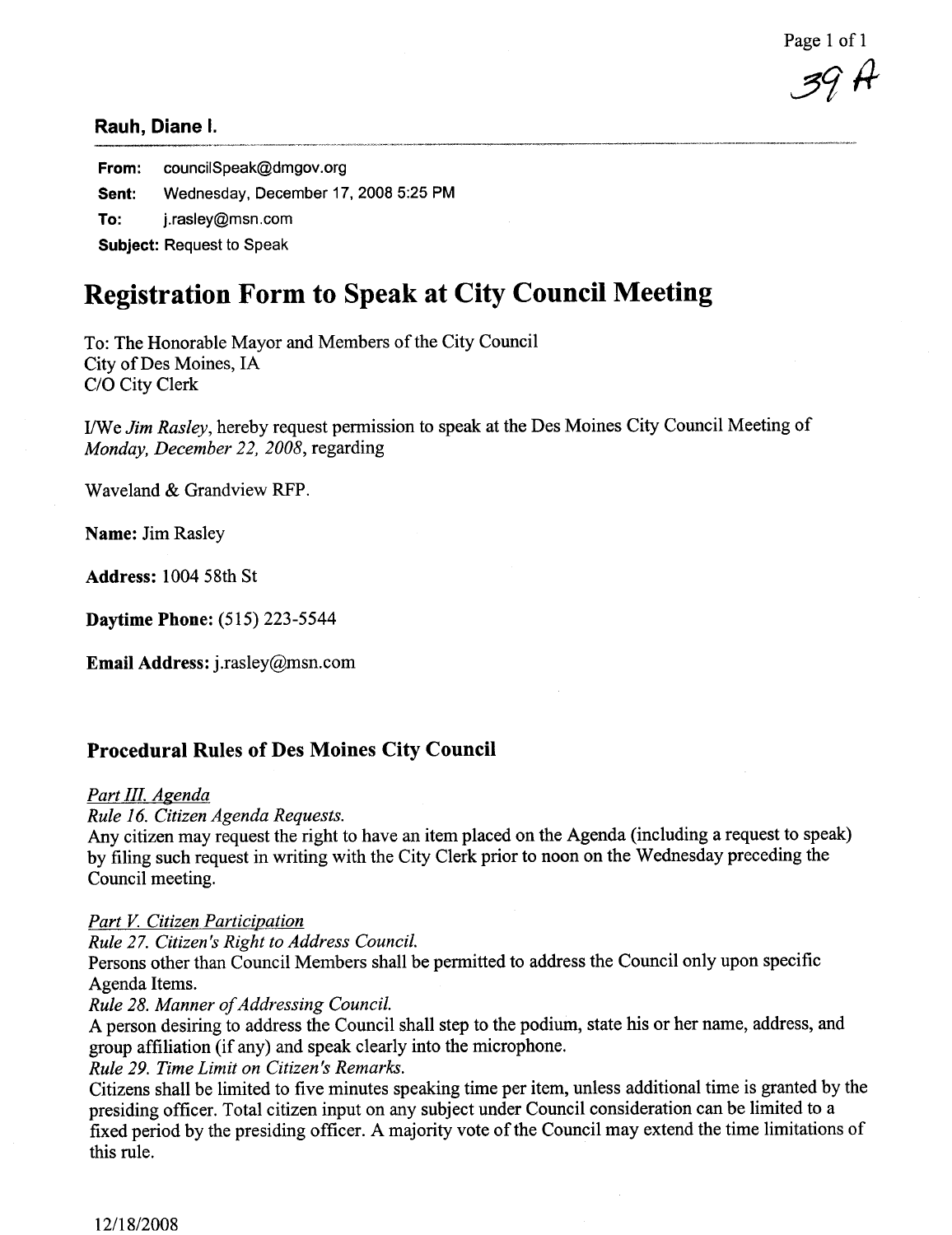39 A

**Rauh, Diane I.**

**From:** councilSpeak@dmgov.org

**Sent:** Wednesday, December 17, 2008 5:25 PM

**To:** j.rasley@msn.com

**Subject:** Request to Speak

# Registration Form to Speak at City Council Meeting

To: The Honorable Mayor and Members of the City Council
City of Des Moines, IA
C/O City Clerk

I/We *Jim Rasley*, hereby request permission to speak at the Des Moines City Council Meeting of *Monday, December 22, 2008*, regarding

Waveland & Grandview RFP.

**Name:** Jim Rasley

**Address:** 1004 58th St

**Daytime Phone:** (515) 223-5544

**Email Address:** j.rasley@msn.com

## Procedural Rules of Des Moines City Council

*Part III. Agenda*

*Rule 16. Citizen Agenda Requests.*

Any citizen may request the right to have an item placed on the Agenda (including a request to speak) by filing such request in writing with the City Clerk prior to noon on the Wednesday preceding the Council meeting.

*Part V. Citizen Participation*

*Rule 27. Citizen's Right to Address Council.*

Persons other than Council Members shall be permitted to address the Council only upon specific Agenda Items.

*Rule 28. Manner of Addressing Council.*

A person desiring to address the Council shall step to the podium, state his or her name, address, and group affiliation (if any) and speak clearly into the microphone.

*Rule 29. Time Limit on Citizen's Remarks.*

Citizens shall be limited to five minutes speaking time per item, unless additional time is granted by the presiding officer. Total citizen input on any subject under Council consideration can be limited to a fixed period by the presiding officer. A majority vote of the Council may extend the time limitations of this rule.

12/18/2008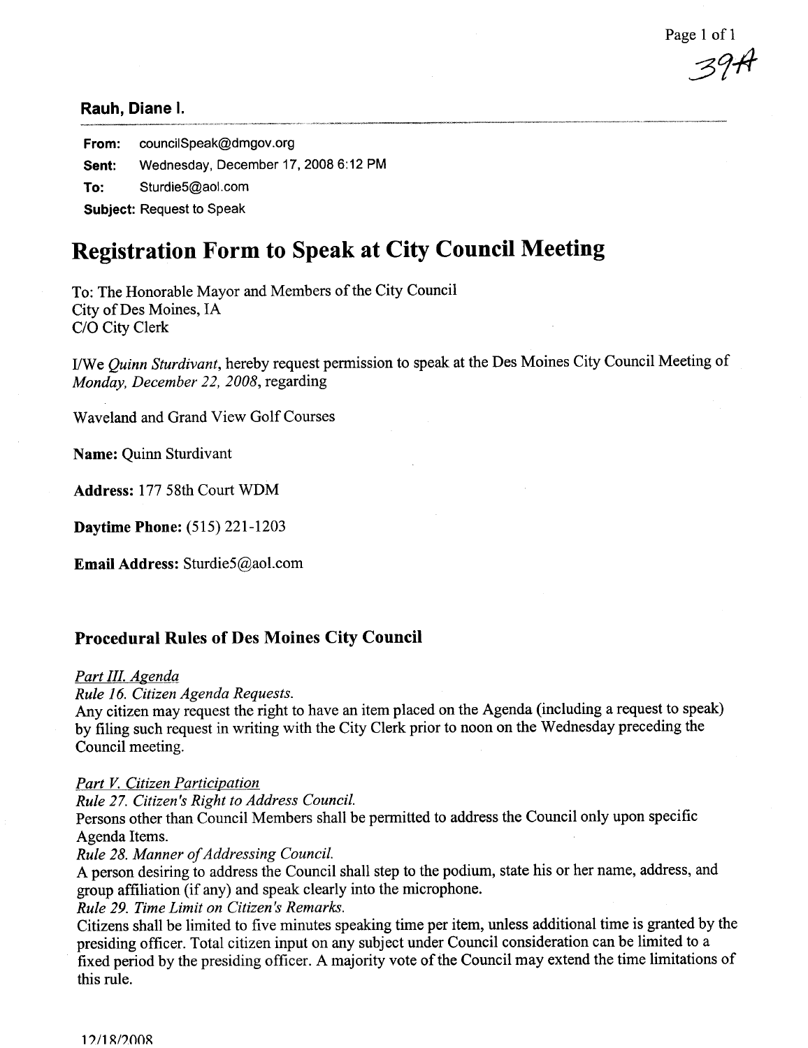39A

**Rauh, Diane I.**

**From:** councilSpeak@dmgov.org

**Sent:** Wednesday, December 17, 2008 6:12 PM

**To:** Sturdie5@aol.com

**Subject:** Request to Speak

# Registration Form to Speak at City Council Meeting

To: The Honorable Mayor and Members of the City Council
City of Des Moines, IA
C/O City Clerk

I/We *Quinn Sturdivant*, hereby request permission to speak at the Des Moines City Council Meeting of *Monday, December 22, 2008*, regarding

Waveland and Grand View Golf Courses

**Name:** Quinn Sturdivant

**Address:** 177 58th Court WDM

**Daytime Phone:** (515) 221-1203

**Email Address:** Sturdie5@aol.com

## Procedural Rules of Des Moines City Council

*Part III. Agenda*

*Rule 16. Citizen Agenda Requests.*

Any citizen may request the right to have an item placed on the Agenda (including a request to speak) by filing such request in writing with the City Clerk prior to noon on the Wednesday preceding the Council meeting.

*Part V. Citizen Participation*

*Rule 27. Citizen's Right to Address Council.*

Persons other than Council Members shall be permitted to address the Council only upon specific Agenda Items.

*Rule 28. Manner of Addressing Council.*

A person desiring to address the Council shall step to the podium, state his or her name, address, and group affiliation (if any) and speak clearly into the microphone.

*Rule 29. Time Limit on Citizen's Remarks.*

Citizens shall be limited to five minutes speaking time per item, unless additional time is granted by the presiding officer. Total citizen input on any subject under Council consideration can be limited to a fixed period by the presiding officer. A majority vote of the Council may extend the time limitations of this rule.

12/18/2008